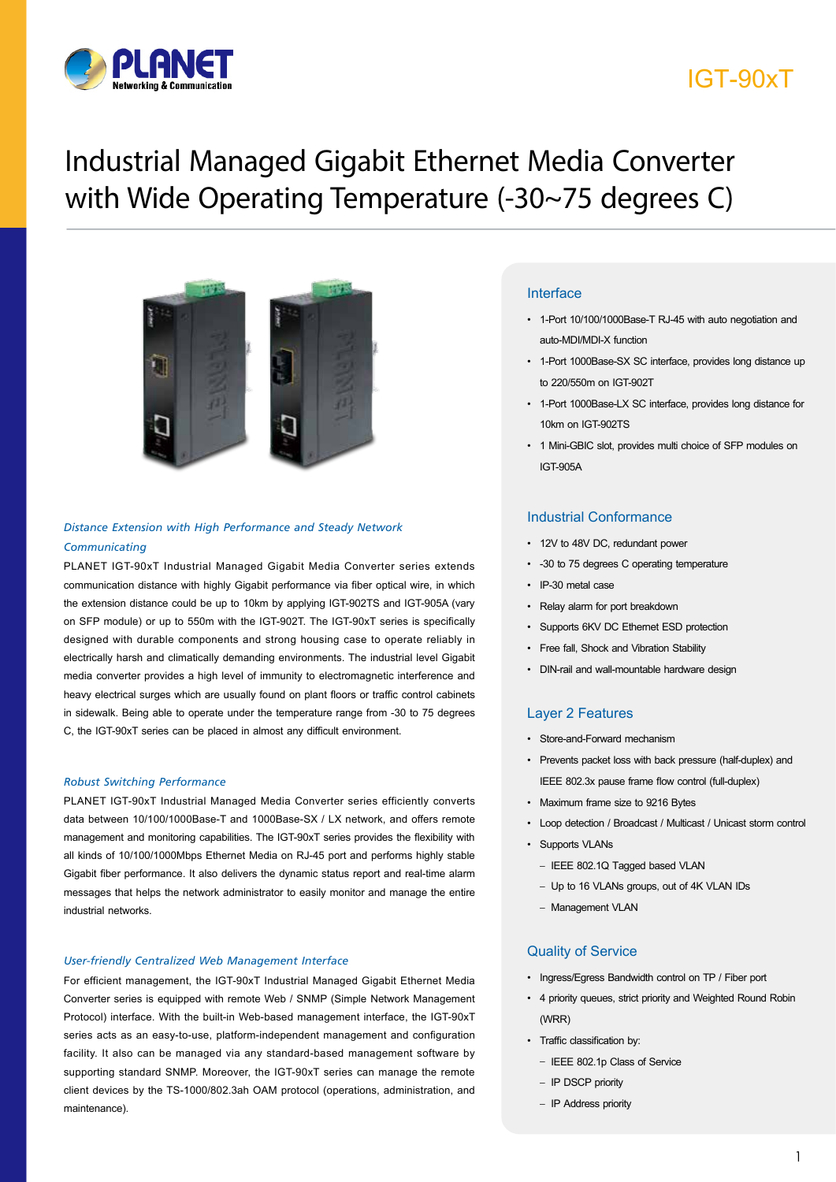# IGT-90xT

# Industrial Managed Gigabit Ethernet Media Converter with Wide Operating Temperature (-30~75 degrees C)

### *Distance Extension with High Performance and Steady Network Communicating*

PLANET IGT-90xT Industrial Managed Gigabit Media Converter series extends communication distance with highly Gigabit performance via fiber optical wire, in which the extension distance could be up to 10km by applying IGT-902TS and IGT-905A (vary on SFP module) or up to 550m with the IGT-902T. The IGT-90xT series is specifically designed with durable components and strong housing case to operate reliably in electrically harsh and climatically demanding environments. The industrial level Gigabit media converter provides a high level of immunity to electromagnetic interference and heavy electrical surges which are usually found on plant floors or traffic control cabinets in sidewalk. Being able to operate under the temperature range from -30 to 75 degrees C, the IGT-90xT series can be placed in almost any difficult environment.

### *Robust Switching Performance*

PLANET IGT-90xT Industrial Managed Media Converter series efficiently converts data between 10/100/1000Base-T and 1000Base-SX / LX network, and offers remote management and monitoring capabilities. The IGT-90xT series provides the flexibility with all kinds of 10/100/1000Mbps Ethernet Media on RJ-45 port and performs highly stable Gigabit fiber performance. It also delivers the dynamic status report and real-time alarm messages that helps the network administrator to easily monitor and manage the entire industrial networks.

### *User-friendly Centralized Web Management Interface*

For efficient management, the IGT-90xT Industrial Managed Gigabit Ethernet Media Converter series is equipped with remote Web / SNMP (Simple Network Management Protocol) interface. With the built-in Web-based management interface, the IGT-90xT series acts as an easy-to-use, platform-independent management and configuration facility. It also can be managed via any standard-based management software by supporting standard SNMP. Moreover, the IGT-90xT series can manage the remote client devices by the TS-1000/802.3ah OAM protocol (operations, administration, and maintenance).

## Interface

- 1-Port 10/100/1000Base-T RJ-45 with auto negotiation and auto-MDI/MDI-X function
- 1-Port 1000Base-SX SC interface, provides long distance up to 220/550m on IGT-902T
- 1-Port 1000Base-LX SC interface, provides long distance for 10km on IGT-902TS
- 1 Mini-GBIC slot, provides multi choice of SFP modules on IGT-905A

## Industrial Conformance

- 12V to 48V DC, redundant power
- -30 to 75 degrees C operating temperature
- IP-30 metal case
- Relay alarm for port breakdown
- Supports 6KV DC Ethernet ESD protection
- Free fall, Shock and Vibration Stability
- DIN-rail and wall-mountable hardware design

## Layer 2 Features

- Store-and-Forward mechanism
- Prevents packet loss with back pressure (half-duplex) and IEEE 802.3x pause frame flow control (full-duplex)
- Maximum frame size to 9216 Bytes
- Loop detection / Broadcast / Multicast / Unicast storm control
- Supports VLANs
  - IEEE 802.1Q Tagged based VLAN
  - Up to 16 VLANs groups, out of 4K VLAN IDs
  - Management VLAN

## Quality of Service

- Ingress/Egress Bandwidth control on TP / Fiber port
- 4 priority queues, strict priority and Weighted Round Robin (WRR)
- Traffic classification by:
  - IEEE 802.1p Class of Service
  - IP DSCP priority
  - IP Address priority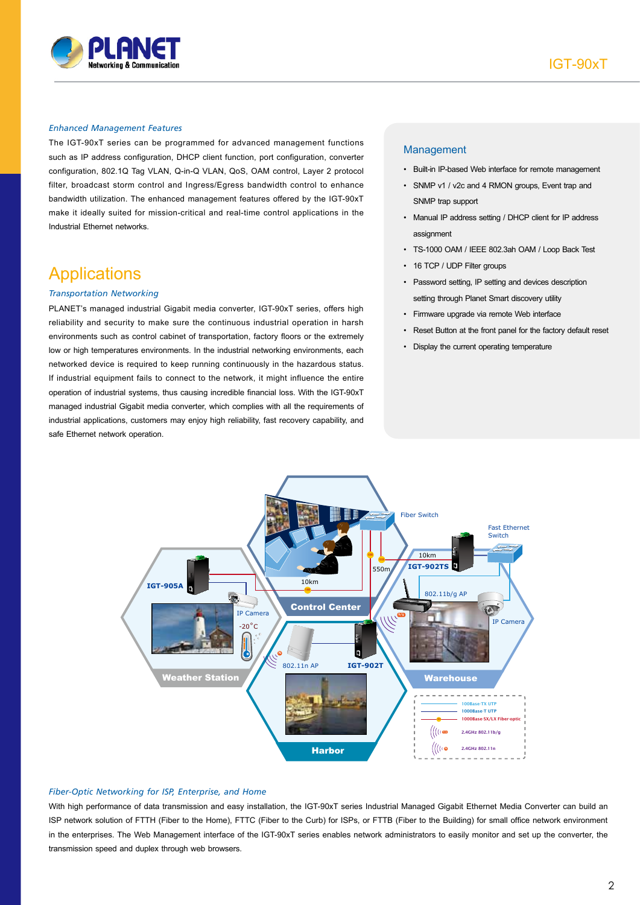### *Enhanced Management Features*

The IGT-90xT series can be programmed for advanced management functions such as IP address configuration, DHCP client function, port configuration, converter configuration, 802.1Q Tag VLAN, Q-in-Q VLAN, QoS, OAM control, Layer 2 protocol filter, broadcast storm control and Ingress/Egress bandwidth control to enhance bandwidth utilization. The enhanced management features offered by the IGT-90xT make it ideally suited for mission-critical and real-time control applications in the Industrial Ethernet networks.

## Applications

### *Transportation Networking*

PLANET's managed industrial Gigabit media converter, IGT-90xT series, offers high reliability and security to make sure the continuous industrial operation in harsh environments such as control cabinet of transportation, factory floors or the extremely low or high temperatures environments. In the industrial networking environments, each networked device is required to keep running continuously in the hazardous status. If industrial equipment fails to connect to the network, it might influence the entire operation of industrial systems, thus causing incredible financial loss. With the IGT-90xT managed industrial Gigabit media converter, which complies with all the requirements of industrial applications, customers may enjoy high reliability, fast recovery capability, and safe Ethernet network operation.

### Management

- Built-in IP-based Web interface for remote management
- SNMP v1 / v2c and 4 RMON groups, Event trap and SNMP trap support
- Manual IP address setting / DHCP client for IP address assignment
- TS-1000 OAM / IEEE 802.3ah OAM / Loop Back Test
- 16 TCP / UDP Filter groups
- Password setting, IP setting and devices description setting through Planet Smart discovery utility
- Firmware upgrade via remote Web interface
- Reset Button at the front panel for the factory default reset
- Display the current operating temperature

### *Fiber-Optic Networking for ISP, Enterprise, and Home*

With high performance of data transmission and easy installation, the IGT-90xT series Industrial Managed Gigabit Ethernet Media Converter can build an ISP network solution of FTTH (Fiber to the Home), FTTC (Fiber to the Curb) for ISPs, or FTTB (Fiber to the Building) for small office network environment in the enterprises. The Web Management interface of the IGT-90xT series enables network administrators to easily monitor and set up the converter, the transmission speed and duplex through web browsers.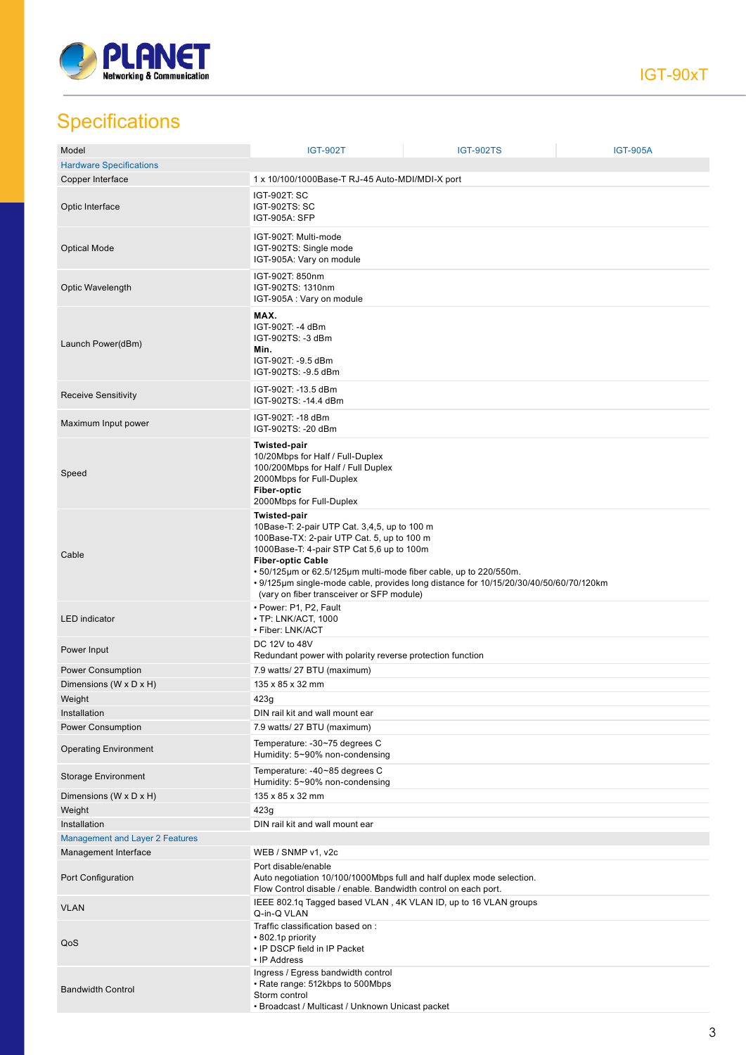## Specifications

| Model | IGT-902T | IGT-902TS | IGT-905A |
|---|---|---|---|
| **Hardware Specifications** | | | |
| Copper Interface | 1 x 10/100/1000Base-T RJ-45 Auto-MDI/MDI-X port | | |
| Optic Interface | IGT-902T: SC<br>IGT-902TS: SC<br>IGT-905A: SFP | | |
| Optical Mode | IGT-902T: Multi-mode<br>IGT-902TS: Single mode<br>IGT-905A: Vary on module | | |
| Optic Wavelength | IGT-902T: 850nm<br>IGT-902TS: 1310nm<br>IGT-905A : Vary on module | | |
| Launch Power(dBm) | **MAX.**<br>IGT-902T: -4 dBm<br>IGT-902TS: -3 dBm<br>**Min.**<br>IGT-902T: -9.5 dBm<br>IGT-902TS: -9.5 dBm | | |
| Receive Sensitivity | IGT-902T: -13.5 dBm<br>IGT-902TS: -14.4 dBm | | |
| Maximum Input power | IGT-902T: -18 dBm<br>IGT-902TS: -20 dBm | | |
| Speed | **Twisted-pair**<br>10/20Mbps for Half / Full-Duplex<br>100/200Mbps for Half / Full Duplex<br>2000Mbps for Full-Duplex<br>**Fiber-optic**<br>2000Mbps for Full-Duplex | | |
| Cable | **Twisted-pair**<br>10Base-T: 2-pair UTP Cat. 3,4,5, up to 100 m<br>100Base-TX: 2-pair UTP Cat. 5, up to 100 m<br>1000Base-T: 4-pair STP Cat 5,6 up to 100m<br>**Fiber-optic Cable**<br>• 50/125µm or 62.5/125µm multi-mode fiber cable, up to 220/550m.<br>• 9/125µm single-mode cable, provides long distance for 10/15/20/30/40/50/60/70/120km (vary on fiber transceiver or SFP module) | | |
| LED indicator | • Power: P1, P2, Fault<br>• TP: LNK/ACT, 1000<br>• Fiber: LNK/ACT | | |
| Power Input | DC 12V to 48V<br>Redundant power with polarity reverse protection function | | |
| Power Consumption | 7.9 watts/ 27 BTU (maximum) | | |
| Dimensions (W x D x H) | 135 x 85 x 32 mm | | |
| Weight | 423g | | |
| Installation | DIN rail kit and wall mount ear | | |
| Power Consumption | 7.9 watts/ 27 BTU (maximum) | | |
| Operating Environment | Temperature: -30~75 degrees C<br>Humidity: 5~90% non-condensing | | |
| Storage Environment | Temperature: -40~85 degrees C<br>Humidity: 5~90% non-condensing | | |
| Dimensions (W x D x H) | 135 x 85 x 32 mm | | |
| Weight | 423g | | |
| Installation | DIN rail kit and wall mount ear | | |
| **Management and Layer 2 Features** | | | |
| Management Interface | WEB / SNMP v1, v2c | | |
| Port Configuration | Port disable/enable<br>Auto negotiation 10/100/1000Mbps full and half duplex mode selection.<br>Flow Control disable / enable. Bandwidth control on each port. | | |
| VLAN | IEEE 802.1q Tagged based VLAN , 4K VLAN ID, up to 16 VLAN groups<br>Q-in-Q VLAN | | |
| QoS | Traffic classification based on :<br>• 802.1p priority<br>• IP DSCP field in IP Packet<br>• IP Address | | |
| Bandwidth Control | Ingress / Egress bandwidth control<br>• Rate range: 512kbps to 500Mbps<br>Storm control<br>• Broadcast / Multicast / Unknown Unicast packet | | |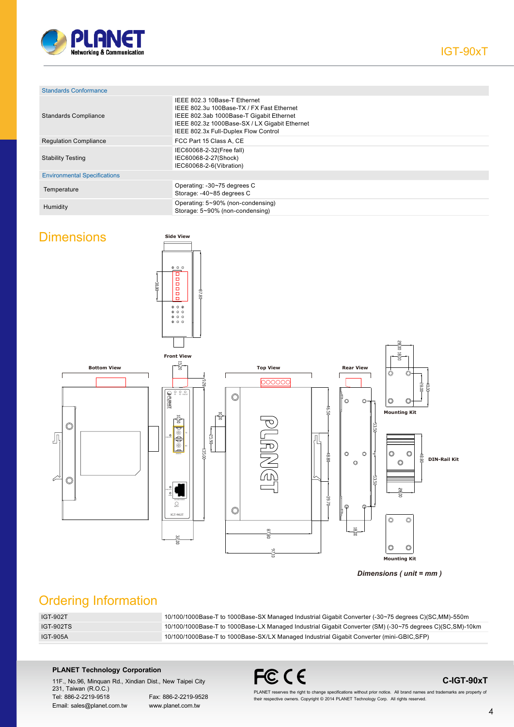| | |
|---|---|
| **Standards Conformance** | |
| Standards Compliance | IEEE 802.3 10Base-T Ethernet<br>IEEE 802.3u 100Base-TX / FX Fast Ethernet<br>IEEE 802.3ab 1000Base-T Gigabit Ethernet<br>IEEE 802.3z 1000Base-SX / LX Gigabit Ethernet<br>IEEE 802.3x Full-Duplex Flow Control |
| Regulation Compliance | FCC Part 15 Class A, CE |
| Stability Testing | IEC60068-2-32(Free fall)<br>IEC60068-2-27(Shock)<br>IEC60068-2-6(Vibration) |
| **Environmental Specifications** | |
| Temperature | Operating: -30~75 degrees C<br>Storage: -40~85 degrees C |
| Humidity | Operating: 5~90% (non-condensing)<br>Storage: 5~90% (non-condensing) |

## Dimensions

Side View

Front View

Bottom View

Top View

Rear View

Mounting Kit

DIN-Rail Kit

Mounting Kit

30.00

67.80

15.20

9.20

10.50

25.90

135.00

32.00

10.00

46.50

48.80

39.70

87.80

97.10

53.50

53.50

18.00

28.00

18.00

28.00

40.00

48.80

28.00

***Dimensions ( unit = mm )***

## Ordering Information

| | |
|---|---|
| IGT-902T | 10/100/1000Base-T to 1000Base-SX Managed Industrial Gigabit Converter (-30~75 degrees C)(SC,MM)-550m |
| IGT-902TS | 10/100/1000Base-T to 1000Base-LX Managed Industrial Gigabit Converter (SM) (-30~75 degrees C)(SC,SM)-10km |
| IGT-905A | 10/100/1000Base-T to 1000Base-SX/LX Managed Industrial Gigabit Converter (mini-GBIC,SFP) |

**PLANET Technology Corporation**

11F., No.96, Minquan Rd., Xindian Dist., New Taipei City 231, Taiwan (R.O.C.)
Tel: 886-2-2219-9518　Fax: 886-2-2219-9528
Email: sales@planet.com.tw　www.planet.com.tw

**C-IGT-90xT**

PLANET reserves the right to change specifications without prior notice. All brand names and trademarks are property of their respective owners. Copyright © 2014 PLANET Technology Corp. All rights reserved.